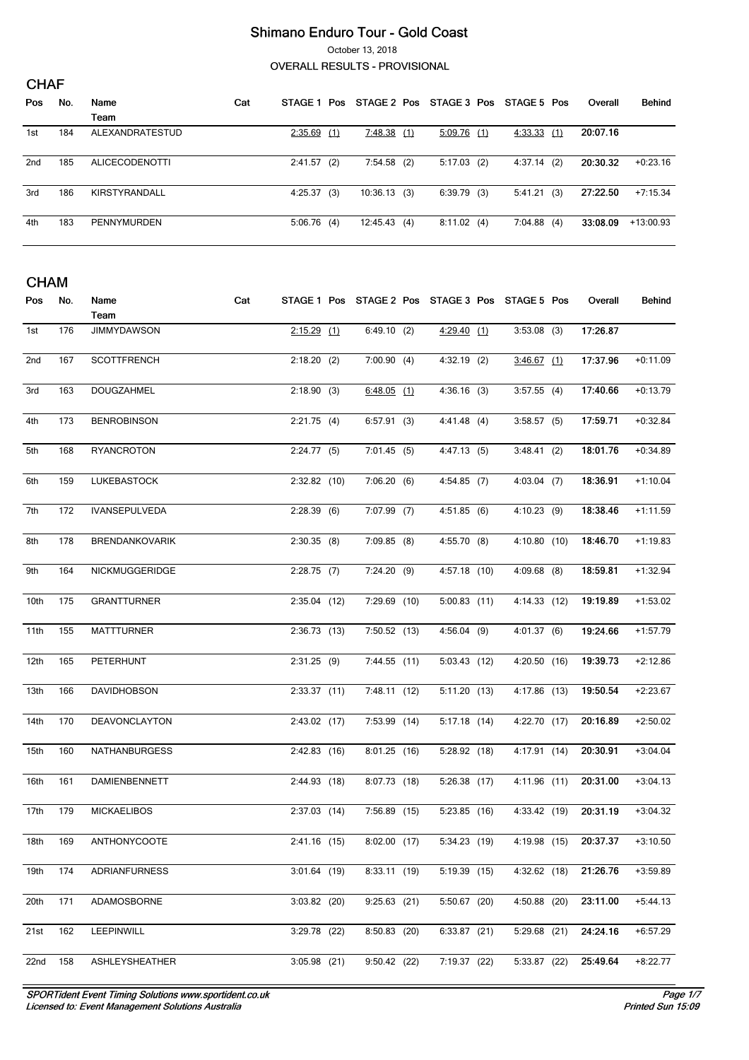# Shimano Enduro Tour - Gold Coast

October 13, 2018

OVERALL RESULTS - PROVISIONAL

## CHAF

| Pos | No. | Name<br>Team | Cat | STAGE 1 | Pos | STAGE 2 | Pos | STAGE 3 | Pos | STAGE 5 | Pos | Overall | Behind |
|---|---|---|---|---|---|---|---|---|---|---|---|---|---|
| 1st | 184 | ALEXANDRATESTUD | | 2:35.69 | (1) | 7:48.38 | (1) | 5:09.76 | (1) | 4:33.33 | (1) | **20:07.16** | |
| 2nd | 185 | ALICECODENOTTI | | 2:41.57 | (2) | 7:54.58 | (2) | 5:17.03 | (2) | 4:37.14 | (2) | **20:30.32** | +0:23.16 |
| 3rd | 186 | KIRSTYRANDALL | | 4:25.37 | (3) | 10:36.13 | (3) | 6:39.79 | (3) | 5:41.21 | (3) | **27:22.50** | +7:15.34 |
| 4th | 183 | PENNYMURDEN | | 5:06.76 | (4) | 12:45.43 | (4) | 8:11.02 | (4) | 7:04.88 | (4) | **33:08.09** | +13:00.93 |

## CHAM

| Pos | No. | Name<br>Team | Cat | STAGE 1 | Pos | STAGE 2 | Pos | STAGE 3 | Pos | STAGE 5 | Pos | Overall | Behind |
|---|---|---|---|---|---|---|---|---|---|---|---|---|---|
| 1st | 176 | JIMMYDAWSON | | 2:15.29 | (1) | 6:49.10 | (2) | 4:29.40 | (1) | 3:53.08 | (3) | **17:26.87** | |
| 2nd | 167 | SCOTTFRENCH | | 2:18.20 | (2) | 7:00.90 | (4) | 4:32.19 | (2) | 3:46.67 | (1) | **17:37.96** | +0:11.09 |
| 3rd | 163 | DOUGZAHMEL | | 2:18.90 | (3) | 6:48.05 | (1) | 4:36.16 | (3) | 3:57.55 | (4) | **17:40.66** | +0:13.79 |
| 4th | 173 | BENROBINSON | | 2:21.75 | (4) | 6:57.91 | (3) | 4:41.48 | (4) | 3:58.57 | (5) | **17:59.71** | +0:32.84 |
| 5th | 168 | RYANCROTON | | 2:24.77 | (5) | 7:01.45 | (5) | 4:47.13 | (5) | 3:48.41 | (2) | **18:01.76** | +0:34.89 |
| 6th | 159 | LUKEBASTOCK | | 2:32.82 | (10) | 7:06.20 | (6) | 4:54.85 | (7) | 4:03.04 | (7) | **18:36.91** | +1:10.04 |
| 7th | 172 | IVANSEPULVEDA | | 2:28.39 | (6) | 7:07.99 | (7) | 4:51.85 | (6) | 4:10.23 | (9) | **18:38.46** | +1:11.59 |
| 8th | 178 | BRENDANKOVARIK | | 2:30.35 | (8) | 7:09.85 | (8) | 4:55.70 | (8) | 4:10.80 | (10) | **18:46.70** | +1:19.83 |
| 9th | 164 | NICKMUGGERIDGE | | 2:28.75 | (7) | 7:24.20 | (9) | 4:57.18 | (10) | 4:09.68 | (8) | **18:59.81** | +1:32.94 |
| 10th | 175 | GRANTTURNER | | 2:35.04 | (12) | 7:29.69 | (10) | 5:00.83 | (11) | 4:14.33 | (12) | **19:19.89** | +1:53.02 |
| 11th | 155 | MATTTURNER | | 2:36.73 | (13) | 7:50.52 | (13) | 4:56.04 | (9) | 4:01.37 | (6) | **19:24.66** | +1:57.79 |
| 12th | 165 | PETERHUNT | | 2:31.25 | (9) | 7:44.55 | (11) | 5:03.43 | (12) | 4:20.50 | (16) | **19:39.73** | +2:12.86 |
| 13th | 166 | DAVIDHOBSON | | 2:33.37 | (11) | 7:48.11 | (12) | 5:11.20 | (13) | 4:17.86 | (13) | **19:50.54** | +2:23.67 |
| 14th | 170 | DEAVONCLAYTON | | 2:43.02 | (17) | 7:53.99 | (14) | 5:17.18 | (14) | 4:22.70 | (17) | **20:16.89** | +2:50.02 |
| 15th | 160 | NATHANBURGESS | | 2:42.83 | (16) | 8:01.25 | (16) | 5:28.92 | (18) | 4:17.91 | (14) | **20:30.91** | +3:04.04 |
| 16th | 161 | DAMIENBENNETT | | 2:44.93 | (18) | 8:07.73 | (18) | 5:26.38 | (17) | 4:11.96 | (11) | **20:31.00** | +3:04.13 |
| 17th | 179 | MICKAELIBOS | | 2:37.03 | (14) | 7:56.89 | (15) | 5:23.85 | (16) | 4:33.42 | (19) | **20:31.19** | +3:04.32 |
| 18th | 169 | ANTHONYCOOTE | | 2:41.16 | (15) | 8:02.00 | (17) | 5:34.23 | (19) | 4:19.98 | (15) | **20:37.37** | +3:10.50 |
| 19th | 174 | ADRIANFURNESS | | 3:01.64 | (19) | 8:33.11 | (19) | 5:19.39 | (15) | 4:32.62 | (18) | **21:26.76** | +3:59.89 |
| 20th | 171 | ADAMOSBORNE | | 3:03.82 | (20) | 9:25.63 | (21) | 5:50.67 | (20) | 4:50.88 | (20) | **23:11.00** | +5:44.13 |
| 21st | 162 | LEEPINWILL | | 3:29.78 | (22) | 8:50.83 | (20) | 6:33.87 | (21) | 5:29.68 | (21) | **24:24.16** | +6:57.29 |
| 22nd | 158 | ASHLEYSHEATHER | | 3:05.98 | (21) | 9:50.42 | (22) | 7:19.37 | (22) | 5:33.87 | (22) | **25:49.64** | +8:22.77 |

*SPORTident Event Timing Solutions www.sportident.co.uk*
*Licensed to: Event Management Solutions Australia*

*Printed Sun 15:09*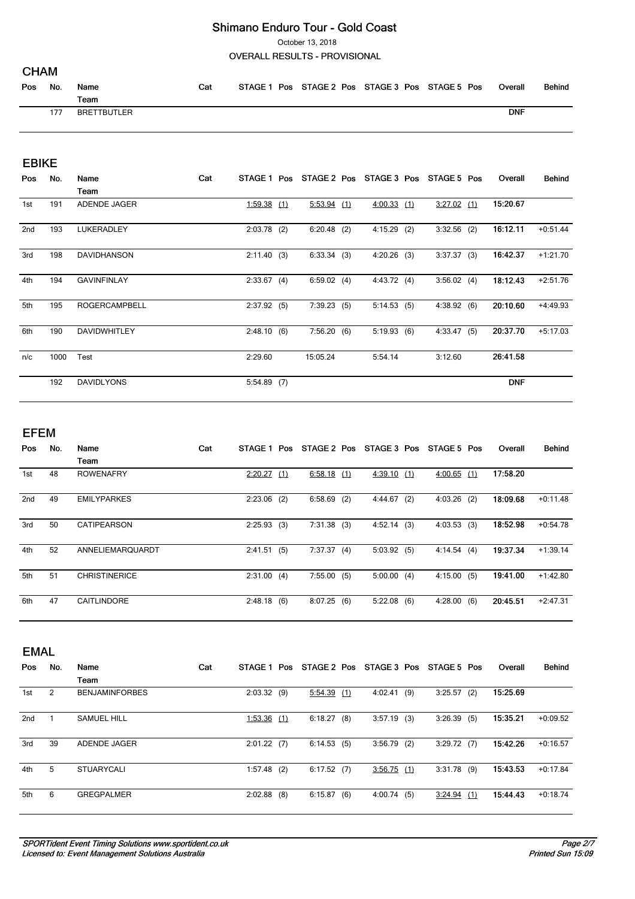# Shimano Enduro Tour - Gold Coast

October 13, 2018

OVERALL RESULTS - PROVISIONAL

## CHAM

| Pos | No. | Name<br>Team | Cat | STAGE 1 | Pos | STAGE 2 | Pos | STAGE 3 | Pos | STAGE 5 | Pos | Overall | Behind |
|---|---|---|---|---|---|---|---|---|---|---|---|---|---|
| | 177 | BRETTBUTLER | | | | | | | | | | DNF | |

## EBIKE

| Pos | No. | Name<br>Team | Cat | STAGE 1 | Pos | STAGE 2 | Pos | STAGE 3 | Pos | STAGE 5 | Pos | Overall | Behind |
|---|---|---|---|---|---|---|---|---|---|---|---|---|---|
| 1st | 191 | ADENDE JAGER | | 1:59.38 | (1) | 5:53.94 | (1) | 4:00.33 | (1) | 3:27.02 | (1) | 15:20.67 | |
| 2nd | 193 | LUKERADLEY | | 2:03.78 | (2) | 6:20.48 | (2) | 4:15.29 | (2) | 3:32.56 | (2) | 16:12.11 | +0:51.44 |
| 3rd | 198 | DAVIDHANSON | | 2:11.40 | (3) | 6:33.34 | (3) | 4:20.26 | (3) | 3:37.37 | (3) | 16:42.37 | +1:21.70 |
| 4th | 194 | GAVINFINLAY | | 2:33.67 | (4) | 6:59.02 | (4) | 4:43.72 | (4) | 3:56.02 | (4) | 18:12.43 | +2:51.76 |
| 5th | 195 | ROGERCAMPBELL | | 2:37.92 | (5) | 7:39.23 | (5) | 5:14.53 | (5) | 4:38.92 | (6) | 20:10.60 | +4:49.93 |
| 6th | 190 | DAVIDWHITLEY | | 2:48.10 | (6) | 7:56.20 | (6) | 5:19.93 | (6) | 4:33.47 | (5) | 20:37.70 | +5:17.03 |
| n/c | 1000 | Test | | 2:29.60 | | 15:05.24 | | 5:54.14 | | 3:12.60 | | 26:41.58 | |
| | 192 | DAVIDLYONS | | 5:54.89 | (7) | | | | | | | DNF | |

## EFEM

| Pos | No. | Name<br>Team | Cat | STAGE 1 | Pos | STAGE 2 | Pos | STAGE 3 | Pos | STAGE 5 | Pos | Overall | Behind |
|---|---|---|---|---|---|---|---|---|---|---|---|---|---|
| 1st | 48 | ROWENAFRY | | 2:20.27 | (1) | 6:58.18 | (1) | 4:39.10 | (1) | 4:00.65 | (1) | 17:58.20 | |
| 2nd | 49 | EMILYPARKES | | 2:23.06 | (2) | 6:58.69 | (2) | 4:44.67 | (2) | 4:03.26 | (2) | 18:09.68 | +0:11.48 |
| 3rd | 50 | CATIPEARSON | | 2:25.93 | (3) | 7:31.38 | (3) | 4:52.14 | (3) | 4:03.53 | (3) | 18:52.98 | +0:54.78 |
| 4th | 52 | ANNELIEMARQUARDT | | 2:41.51 | (5) | 7:37.37 | (4) | 5:03.92 | (5) | 4:14.54 | (4) | 19:37.34 | +1:39.14 |
| 5th | 51 | CHRISTINERICE | | 2:31.00 | (4) | 7:55.00 | (5) | 5:00.00 | (4) | 4:15.00 | (5) | 19:41.00 | +1:42.80 |
| 6th | 47 | CAITLINDORE | | 2:48.18 | (6) | 8:07.25 | (6) | 5:22.08 | (6) | 4:28.00 | (6) | 20:45.51 | +2:47.31 |

## EMAL

| Pos | No. | Name<br>Team | Cat | STAGE 1 | Pos | STAGE 2 | Pos | STAGE 3 | Pos | STAGE 5 | Pos | Overall | Behind |
|---|---|---|---|---|---|---|---|---|---|---|---|---|---|
| 1st | 2 | BENJAMINFORBES | | 2:03.32 | (9) | 5:54.39 | (1) | 4:02.41 | (9) | 3:25.57 | (2) | 15:25.69 | |
| 2nd | 1 | SAMUEL HILL | | 1:53.36 | (1) | 6:18.27 | (8) | 3:57.19 | (3) | 3:26.39 | (5) | 15:35.21 | +0:09.52 |
| 3rd | 39 | ADENDE JAGER | | 2:01.22 | (7) | 6:14.53 | (5) | 3:56.79 | (2) | 3:29.72 | (7) | 15:42.26 | +0:16.57 |
| 4th | 5 | STUARYCALI | | 1:57.48 | (2) | 6:17.52 | (7) | 3:56.75 | (1) | 3:31.78 | (9) | 15:43.53 | +0:17.84 |
| 5th | 6 | GREGPALMER | | 2:02.88 | (8) | 6:15.87 | (6) | 4:00.74 | (5) | 3:24.94 | (1) | 15:44.43 | +0:18.74 |

*SPORTident Event Timing Solutions www.sportident.co.uk*
*Licensed to: Event Management Solutions Australia*
*Printed Sun 15:09*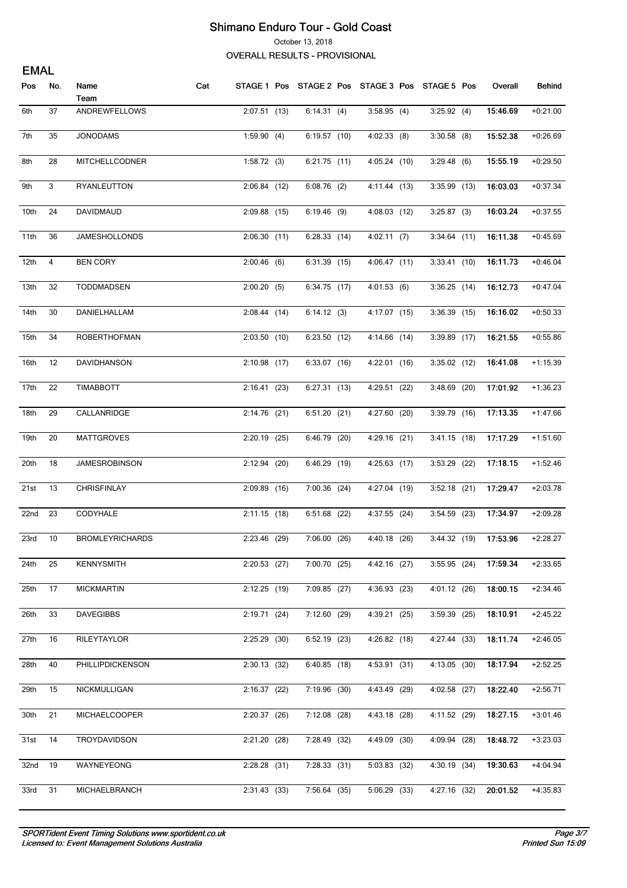# Shimano Enduro Tour - Gold Coast

October 13, 2018

OVERALL RESULTS - PROVISIONAL

## EMAL

| Pos | No. | Name / Team | Cat | STAGE 1 | Pos | STAGE 2 | Pos | STAGE 3 | Pos | STAGE 5 | Pos | Overall | Behind |
|---|---|---|---|---|---|---|---|---|---|---|---|---|---|
| 6th | 37 | ANDREWFELLOWS | | 2:07.51 | (13) | 6:14.31 | (4) | 3:58.95 | (4) | 3:25.92 | (4) | **15:46.69** | +0:21.00 |
| 7th | 35 | JONODAMS | | 1:59.90 | (4) | 6:19.57 | (10) | 4:02.33 | (8) | 3:30.58 | (8) | **15:52.38** | +0:26.69 |
| 8th | 28 | MITCHELLCODNER | | 1:58.72 | (3) | 6:21.75 | (11) | 4:05.24 | (10) | 3:29.48 | (6) | **15:55.19** | +0:29.50 |
| 9th | 3 | RYANLEUTTON | | 2:06.84 | (12) | 6:08.76 | (2) | 4:11.44 | (13) | 3:35.99 | (13) | **16:03.03** | +0:37.34 |
| 10th | 24 | DAVIDMAUD | | 2:09.88 | (15) | 6:19.46 | (9) | 4:08.03 | (12) | 3:25.87 | (3) | **16:03.24** | +0:37.55 |
| 11th | 36 | JAMESHOLLONDS | | 2:06.30 | (11) | 6:28.33 | (14) | 4:02.11 | (7) | 3:34.64 | (11) | **16:11.38** | +0:45.69 |
| 12th | 4 | BEN CORY | | 2:00.46 | (6) | 6:31.39 | (15) | 4:06.47 | (11) | 3:33.41 | (10) | **16:11.73** | +0:46.04 |
| 13th | 32 | TODDMADSEN | | 2:00.20 | (5) | 6:34.75 | (17) | 4:01.53 | (6) | 3:36.25 | (14) | **16:12.73** | +0:47.04 |
| 14th | 30 | DANIELHALLAM | | 2:08.44 | (14) | 6:14.12 | (3) | 4:17.07 | (15) | 3:36.39 | (15) | **16:16.02** | +0:50.33 |
| 15th | 34 | ROBERTHOFMAN | | 2:03.50 | (10) | 6:23.50 | (12) | 4:14.66 | (14) | 3:39.89 | (17) | **16:21.55** | +0:55.86 |
| 16th | 12 | DAVIDHANSON | | 2:10.98 | (17) | 6:33.07 | (16) | 4:22.01 | (16) | 3:35.02 | (12) | **16:41.08** | +1:15.39 |
| 17th | 22 | TIMABBOTT | | 2:16.41 | (23) | 6:27.31 | (13) | 4:29.51 | (22) | 3:48.69 | (20) | **17:01.92** | +1:36.23 |
| 18th | 29 | CALLANRIDGE | | 2:14.76 | (21) | 6:51.20 | (21) | 4:27.60 | (20) | 3:39.79 | (16) | **17:13.35** | +1:47.66 |
| 19th | 20 | MATTGROVES | | 2:20.19 | (25) | 6:46.79 | (20) | 4:29.16 | (21) | 3:41.15 | (18) | **17:17.29** | +1:51.60 |
| 20th | 18 | JAMESROBINSON | | 2:12.94 | (20) | 6:46.29 | (19) | 4:25.63 | (17) | 3:53.29 | (22) | **17:18.15** | +1:52.46 |
| 21st | 13 | CHRISFINLAY | | 2:09.89 | (16) | 7:00.36 | (24) | 4:27.04 | (19) | 3:52.18 | (21) | **17:29.47** | +2:03.78 |
| 22nd | 23 | CODYHALE | | 2:11.15 | (18) | 6:51.68 | (22) | 4:37.55 | (24) | 3:54.59 | (23) | **17:34.97** | +2:09.28 |
| 23rd | 10 | BROMLEYRICHARDS | | 2:23.46 | (29) | 7:06.00 | (26) | 4:40.18 | (26) | 3:44.32 | (19) | **17:53.96** | +2:28.27 |
| 24th | 25 | KENNYSMITH | | 2:20.53 | (27) | 7:00.70 | (25) | 4:42.16 | (27) | 3:55.95 | (24) | **17:59.34** | +2:33.65 |
| 25th | 17 | MICKMARTIN | | 2:12.25 | (19) | 7:09.85 | (27) | 4:36.93 | (23) | 4:01.12 | (26) | **18:00.15** | +2:34.46 |
| 26th | 33 | DAVEGIBBS | | 2:19.71 | (24) | 7:12.60 | (29) | 4:39.21 | (25) | 3:59.39 | (25) | **18:10.91** | +2:45.22 |
| 27th | 16 | RILEYTAYLOR | | 2:25.29 | (30) | 6:52.19 | (23) | 4:26.82 | (18) | 4:27.44 | (33) | **18:11.74** | +2:46.05 |
| 28th | 40 | PHILLIPDICKENSON | | 2:30.13 | (32) | 6:40.85 | (18) | 4:53.91 | (31) | 4:13.05 | (30) | **18:17.94** | +2:52.25 |
| 29th | 15 | NICKMULLIGAN | | 2:16.37 | (22) | 7:19.96 | (30) | 4:43.49 | (29) | 4:02.58 | (27) | **18:22.40** | +2:56.71 |
| 30th | 21 | MICHAELCOOPER | | 2:20.37 | (26) | 7:12.08 | (28) | 4:43.18 | (28) | 4:11.52 | (29) | **18:27.15** | +3:01.46 |
| 31st | 14 | TROYDAVIDSON | | 2:21.20 | (28) | 7:28.49 | (32) | 4:49.09 | (30) | 4:09.94 | (28) | **18:48.72** | +3:23.03 |
| 32nd | 19 | WAYNEYEONG | | 2:28.28 | (31) | 7:28.33 | (31) | 5:03.83 | (32) | 4:30.19 | (34) | **19:30.63** | +4:04.94 |
| 33rd | 31 | MICHAELBRANCH | | 2:31.43 | (33) | 7:56.64 | (35) | 5:06.29 | (33) | 4:27.16 | (32) | **20:01.52** | +4:35.83 |

*SPORTident Event Timing Solutions www.sportident.co.uk*
*Licensed to: Event Management Solutions Australia*

*Printed Sun 15:09*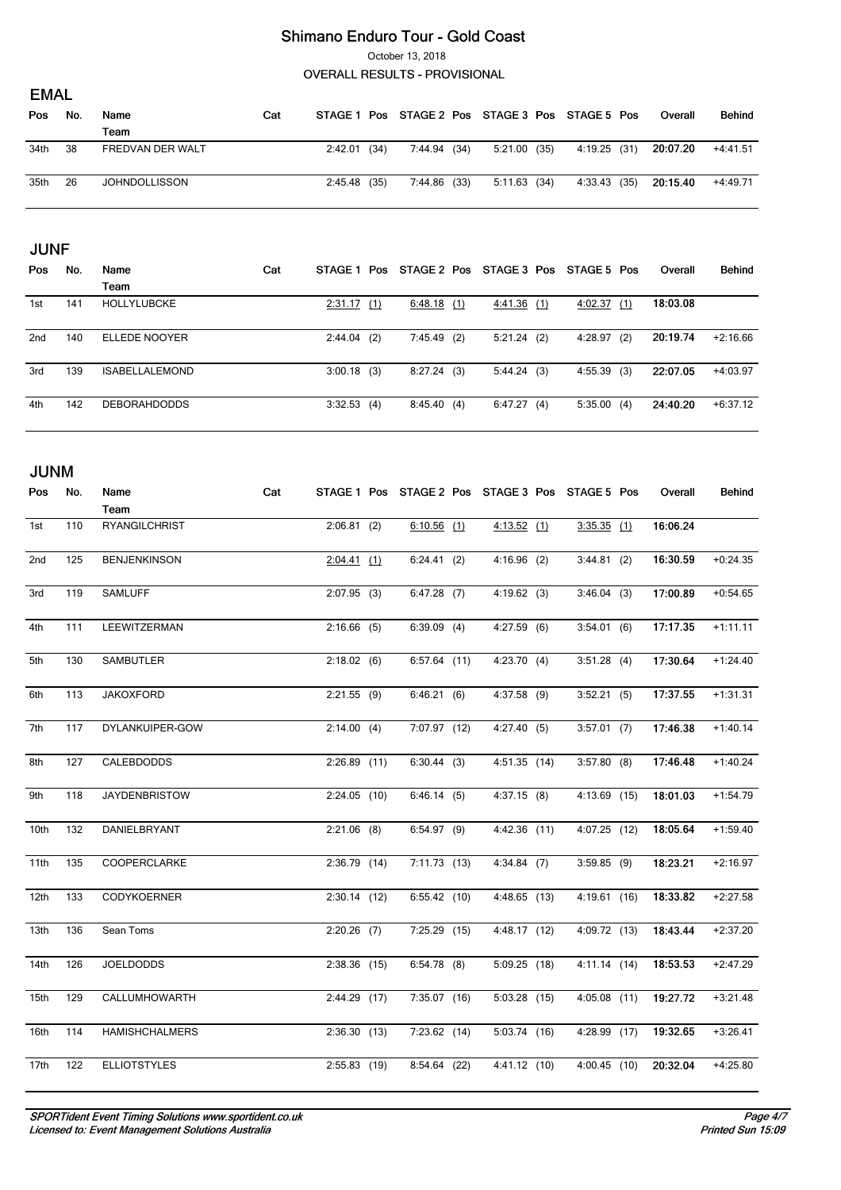# Shimano Enduro Tour - Gold Coast

October 13, 2018

OVERALL RESULTS - PROVISIONAL

## EMAL

| Pos | No. | Name<br>Team | Cat | STAGE 1 | Pos | STAGE 2 | Pos | STAGE 3 | Pos | STAGE 5 | Pos | Overall | Behind |
|---|---|---|---|---|---|---|---|---|---|---|---|---|---|
| 34th | 38 | FREDVAN DER WALT | | 2:42.01 | (34) | 7:44.94 | (34) | 5:21.00 | (35) | 4:19.25 | (31) | 20:07.20 | +4:41.51 |
| 35th | 26 | JOHNDOLLISSON | | 2:45.48 | (35) | 7:44.86 | (33) | 5:11.63 | (34) | 4:33.43 | (35) | 20:15.40 | +4:49.71 |

## JUNF

| Pos | No. | Name<br>Team | Cat | STAGE 1 | Pos | STAGE 2 | Pos | STAGE 3 | Pos | STAGE 5 | Pos | Overall | Behind |
|---|---|---|---|---|---|---|---|---|---|---|---|---|---|
| 1st | 141 | HOLLYLUBCKE | | 2:31.17 | (1) | 6:48.18 | (1) | 4:41.36 | (1) | 4:02.37 | (1) | 18:03.08 | |
| 2nd | 140 | ELLEDE NOOYER | | 2:44.04 | (2) | 7:45.49 | (2) | 5:21.24 | (2) | 4:28.97 | (2) | 20:19.74 | +2:16.66 |
| 3rd | 139 | ISABELLALEMOND | | 3:00.18 | (3) | 8:27.24 | (3) | 5:44.24 | (3) | 4:55.39 | (3) | 22:07.05 | +4:03.97 |
| 4th | 142 | DEBORAHDODDS | | 3:32.53 | (4) | 8:45.40 | (4) | 6:47.27 | (4) | 5:35.00 | (4) | 24:40.20 | +6:37.12 |

## JUNM

| Pos | No. | Name<br>Team | Cat | STAGE 1 | Pos | STAGE 2 | Pos | STAGE 3 | Pos | STAGE 5 | Pos | Overall | Behind |
|---|---|---|---|---|---|---|---|---|---|---|---|---|---|
| 1st | 110 | RYANGILCHRIST | | 2:06.81 | (2) | 6:10.56 | (1) | 4:13.52 | (1) | 3:35.35 | (1) | 16:06.24 | |
| 2nd | 125 | BENJENKINSON | | 2:04.41 | (1) | 6:24.41 | (2) | 4:16.96 | (2) | 3:44.81 | (2) | 16:30.59 | +0:24.35 |
| 3rd | 119 | SAMLUFF | | 2:07.95 | (3) | 6:47.28 | (7) | 4:19.62 | (3) | 3:46.04 | (3) | 17:00.89 | +0:54.65 |
| 4th | 111 | LEEWITZERMAN | | 2:16.66 | (5) | 6:39.09 | (4) | 4:27.59 | (6) | 3:54.01 | (6) | 17:17.35 | +1:11.11 |
| 5th | 130 | SAMBUTLER | | 2:18.02 | (6) | 6:57.64 | (11) | 4:23.70 | (4) | 3:51.28 | (4) | 17:30.64 | +1:24.40 |
| 6th | 113 | JAKOXFORD | | 2:21.55 | (9) | 6:46.21 | (6) | 4:37.58 | (9) | 3:52.21 | (5) | 17:37.55 | +1:31.31 |
| 7th | 117 | DYLANKUIPER-GOW | | 2:14.00 | (4) | 7:07.97 | (12) | 4:27.40 | (5) | 3:57.01 | (7) | 17:46.38 | +1:40.14 |
| 8th | 127 | CALEBDODDS | | 2:26.89 | (11) | 6:30.44 | (3) | 4:51.35 | (14) | 3:57.80 | (8) | 17:46.48 | +1:40.24 |
| 9th | 118 | JAYDENBRISTOW | | 2:24.05 | (10) | 6:46.14 | (5) | 4:37.15 | (8) | 4:13.69 | (15) | 18:01.03 | +1:54.79 |
| 10th | 132 | DANIELBRYANT | | 2:21.06 | (8) | 6:54.97 | (9) | 4:42.36 | (11) | 4:07.25 | (12) | 18:05.64 | +1:59.40 |
| 11th | 135 | COOPERCLARKE | | 2:36.79 | (14) | 7:11.73 | (13) | 4:34.84 | (7) | 3:59.85 | (9) | 18:23.21 | +2:16.97 |
| 12th | 133 | CODYKOERNER | | 2:30.14 | (12) | 6:55.42 | (10) | 4:48.65 | (13) | 4:19.61 | (16) | 18:33.82 | +2:27.58 |
| 13th | 136 | Sean Toms | | 2:20.26 | (7) | 7:25.29 | (15) | 4:48.17 | (12) | 4:09.72 | (13) | 18:43.44 | +2:37.20 |
| 14th | 126 | JOELDODDS | | 2:38.36 | (15) | 6:54.78 | (8) | 5:09.25 | (18) | 4:11.14 | (14) | 18:53.53 | +2:47.29 |
| 15th | 129 | CALLUMHOWARTH | | 2:44.29 | (17) | 7:35.07 | (16) | 5:03.28 | (15) | 4:05.08 | (11) | 19:27.72 | +3:21.48 |
| 16th | 114 | HAMISHCHALMERS | | 2:36.30 | (13) | 7:23.62 | (14) | 5:03.74 | (16) | 4:28.99 | (17) | 19:32.65 | +3:26.41 |
| 17th | 122 | ELLIOTSTYLES | | 2:55.83 | (19) | 8:54.64 | (22) | 4:41.12 | (10) | 4:00.45 | (10) | 20:32.04 | +4:25.80 |

*SPORTident Event Timing Solutions www.sportident.co.uk*
*Licensed to: Event Management Solutions Australia*

*Printed Sun 15:09*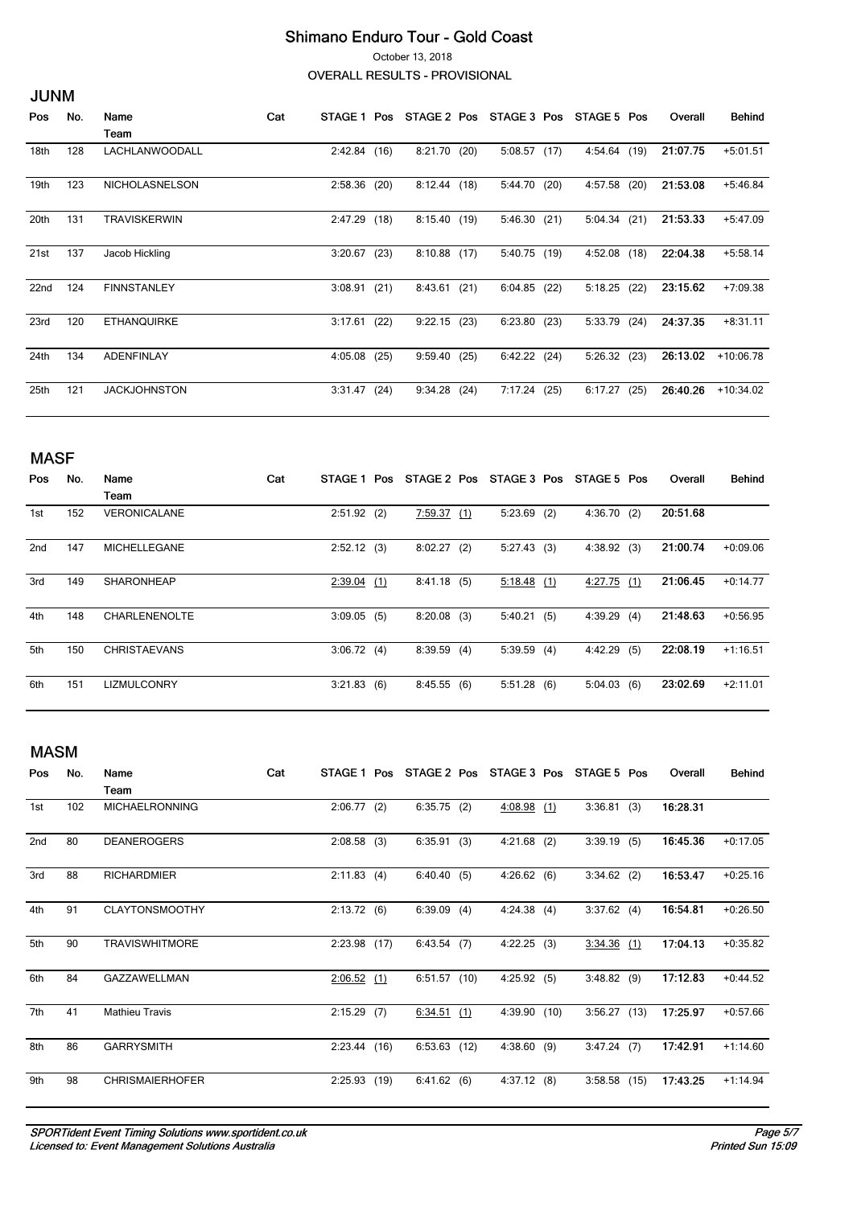# Shimano Enduro Tour - Gold Coast

October 13, 2018

OVERALL RESULTS - PROVISIONAL

## JUNM

| Pos | No. | Name / Team | Cat | STAGE 1 | Pos | STAGE 2 | Pos | STAGE 3 | Pos | STAGE 5 | Pos | Overall | Behind |
|---|---|---|---|---|---|---|---|---|---|---|---|---|---|
| 18th | 128 | LACHLANWOODALL | | 2:42.84 | (16) | 8:21.70 | (20) | 5:08.57 | (17) | 4:54.64 | (19) | **21:07.75** | +5:01.51 |
| 19th | 123 | NICHOLASNELSON | | 2:58.36 | (20) | 8:12.44 | (18) | 5:44.70 | (20) | 4:57.58 | (20) | **21:53.08** | +5:46.84 |
| 20th | 131 | TRAVISKERWIN | | 2:47.29 | (18) | 8:15.40 | (19) | 5:46.30 | (21) | 5:04.34 | (21) | **21:53.33** | +5:47.09 |
| 21st | 137 | Jacob Hickling | | 3:20.67 | (23) | 8:10.88 | (17) | 5:40.75 | (19) | 4:52.08 | (18) | **22:04.38** | +5:58.14 |
| 22nd | 124 | FINNSTANLEY | | 3:08.91 | (21) | 8:43.61 | (21) | 6:04.85 | (22) | 5:18.25 | (22) | **23:15.62** | +7:09.38 |
| 23rd | 120 | ETHANQUIRKE | | 3:17.61 | (22) | 9:22.15 | (23) | 6:23.80 | (23) | 5:33.79 | (24) | **24:37.35** | +8:31.11 |
| 24th | 134 | ADENFINLAY | | 4:05.08 | (25) | 9:59.40 | (25) | 6:42.22 | (24) | 5:26.32 | (23) | **26:13.02** | +10:06.78 |
| 25th | 121 | JACKJOHNSTON | | 3:31.47 | (24) | 9:34.28 | (24) | 7:17.24 | (25) | 6:17.27 | (25) | **26:40.26** | +10:34.02 |

## MASF

| Pos | No. | Name / Team | Cat | STAGE 1 | Pos | STAGE 2 | Pos | STAGE 3 | Pos | STAGE 5 | Pos | Overall | Behind |
|---|---|---|---|---|---|---|---|---|---|---|---|---|---|
| 1st | 152 | VERONICALANE | | 2:51.92 | (2) | 7:59.37 | (1) | 5:23.69 | (2) | 4:36.70 | (2) | **20:51.68** | |
| 2nd | 147 | MICHELLEGANE | | 2:52.12 | (3) | 8:02.27 | (2) | 5:27.43 | (3) | 4:38.92 | (3) | **21:00.74** | +0:09.06 |
| 3rd | 149 | SHARONHEAP | | 2:39.04 | (1) | 8:41.18 | (5) | 5:18.48 | (1) | 4:27.75 | (1) | **21:06.45** | +0:14.77 |
| 4th | 148 | CHARLENENOLTE | | 3:09.05 | (5) | 8:20.08 | (3) | 5:40.21 | (5) | 4:39.29 | (4) | **21:48.63** | +0:56.95 |
| 5th | 150 | CHRISTAEVANS | | 3:06.72 | (4) | 8:39.59 | (4) | 5:39.59 | (4) | 4:42.29 | (5) | **22:08.19** | +1:16.51 |
| 6th | 151 | LIZMULCONRY | | 3:21.83 | (6) | 8:45.55 | (6) | 5:51.28 | (6) | 5:04.03 | (6) | **23:02.69** | +2:11.01 |

## MASM

| Pos | No. | Name / Team | Cat | STAGE 1 | Pos | STAGE 2 | Pos | STAGE 3 | Pos | STAGE 5 | Pos | Overall | Behind |
|---|---|---|---|---|---|---|---|---|---|---|---|---|---|
| 1st | 102 | MICHAELRONNING | | 2:06.77 | (2) | 6:35.75 | (2) | 4:08.98 | (1) | 3:36.81 | (3) | **16:28.31** | |
| 2nd | 80 | DEANEROGERS | | 2:08.58 | (3) | 6:35.91 | (3) | 4:21.68 | (2) | 3:39.19 | (5) | **16:45.36** | +0:17.05 |
| 3rd | 88 | RICHARDMIER | | 2:11.83 | (4) | 6:40.40 | (5) | 4:26.62 | (6) | 3:34.62 | (2) | **16:53.47** | +0:25.16 |
| 4th | 91 | CLAYTONSMOOTHY | | 2:13.72 | (6) | 6:39.09 | (4) | 4:24.38 | (4) | 3:37.62 | (4) | **16:54.81** | +0:26.50 |
| 5th | 90 | TRAVISWHITMORE | | 2:23.98 | (17) | 6:43.54 | (7) | 4:22.25 | (3) | 3:34.36 | (1) | **17:04.13** | +0:35.82 |
| 6th | 84 | GAZZAWELLMAN | | 2:06.52 | (1) | 6:51.57 | (10) | 4:25.92 | (5) | 3:48.82 | (9) | **17:12.83** | +0:44.52 |
| 7th | 41 | Mathieu Travis | | 2:15.29 | (7) | 6:34.51 | (1) | 4:39.90 | (10) | 3:56.27 | (13) | **17:25.97** | +0:57.66 |
| 8th | 86 | GARRYSMITH | | 2:23.44 | (16) | 6:53.63 | (12) | 4:38.60 | (9) | 3:47.24 | (7) | **17:42.91** | +1:14.60 |
| 9th | 98 | CHRISMAIERHOFER | | 2:25.93 | (19) | 6:41.62 | (6) | 4:37.12 | (8) | 3:58.58 | (15) | **17:43.25** | +1:14.94 |

*SPORTident Event Timing Solutions www.sportident.co.uk*
*Licensed to: Event Management Solutions Australia*

*Printed Sun 15:09*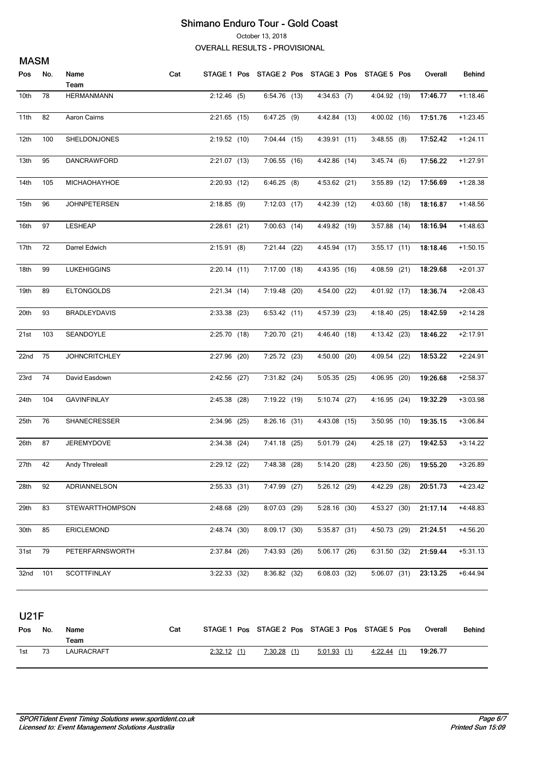# Shimano Enduro Tour - Gold Coast

October 13, 2018

OVERALL RESULTS - PROVISIONAL

## MASM

| Pos | No. | Name<br>Team | Cat | STAGE 1 | Pos | STAGE 2 | Pos | STAGE 3 | Pos | STAGE 5 | Pos | Overall | Behind |
|---|---|---|---|---|---|---|---|---|---|---|---|---|---|
| 10th | 78 | HERMANMANN | | 2:12.46 | (5) | 6:54.76 | (13) | 4:34.63 | (7) | 4:04.92 | (19) | **17:46.77** | +1:18.46 |
| 11th | 82 | Aaron Cairns | | 2:21.65 | (15) | 6:47.25 | (9) | 4:42.84 | (13) | 4:00.02 | (16) | **17:51.76** | +1:23.45 |
| 12th | 100 | SHELDONJONES | | 2:19.52 | (10) | 7:04.44 | (15) | 4:39.91 | (11) | 3:48.55 | (8) | **17:52.42** | +1:24.11 |
| 13th | 95 | DANCRAWFORD | | 2:21.07 | (13) | 7:06.55 | (16) | 4:42.86 | (14) | 3:45.74 | (6) | **17:56.22** | +1:27.91 |
| 14th | 105 | MICHAOHAYHOE | | 2:20.93 | (12) | 6:46.25 | (8) | 4:53.62 | (21) | 3:55.89 | (12) | **17:56.69** | +1:28.38 |
| 15th | 96 | JOHNPETERSEN | | 2:18.85 | (9) | 7:12.03 | (17) | 4:42.39 | (12) | 4:03.60 | (18) | **18:16.87** | +1:48.56 |
| 16th | 97 | LESHEAP | | 2:28.61 | (21) | 7:00.63 | (14) | 4:49.82 | (19) | 3:57.88 | (14) | **18:16.94** | +1:48.63 |
| 17th | 72 | Darrel Edwich | | 2:15.91 | (8) | 7:21.44 | (22) | 4:45.94 | (17) | 3:55.17 | (11) | **18:18.46** | +1:50.15 |
| 18th | 99 | LUKEHIGGINS | | 2:20.14 | (11) | 7:17.00 | (18) | 4:43.95 | (16) | 4:08.59 | (21) | **18:29.68** | +2:01.37 |
| 19th | 89 | ELTONGOLDS | | 2:21.34 | (14) | 7:19.48 | (20) | 4:54.00 | (22) | 4:01.92 | (17) | **18:36.74** | +2:08.43 |
| 20th | 93 | BRADLEYDAVIS | | 2:33.38 | (23) | 6:53.42 | (11) | 4:57.39 | (23) | 4:18.40 | (25) | **18:42.59** | +2:14.28 |
| 21st | 103 | SEANDOYLE | | 2:25.70 | (18) | 7:20.70 | (21) | 4:46.40 | (18) | 4:13.42 | (23) | **18:46.22** | +2:17.91 |
| 22nd | 75 | JOHNCRITCHLEY | | 2:27.96 | (20) | 7:25.72 | (23) | 4:50.00 | (20) | 4:09.54 | (22) | **18:53.22** | +2:24.91 |
| 23rd | 74 | David Easdown | | 2:42.56 | (27) | 7:31.82 | (24) | 5:05.35 | (25) | 4:06.95 | (20) | **19:26.68** | +2:58.37 |
| 24th | 104 | GAVINFINLAY | | 2:45.38 | (28) | 7:19.22 | (19) | 5:10.74 | (27) | 4:16.95 | (24) | **19:32.29** | +3:03.98 |
| 25th | 76 | SHANECRESSER | | 2:34.96 | (25) | 8:26.16 | (31) | 4:43.08 | (15) | 3:50.95 | (10) | **19:35.15** | +3:06.84 |
| 26th | 87 | JEREMYDOVE | | 2:34.38 | (24) | 7:41.18 | (25) | 5:01.79 | (24) | 4:25.18 | (27) | **19:42.53** | +3:14.22 |
| 27th | 42 | Andy Threleall | | 2:29.12 | (22) | 7:48.38 | (28) | 5:14.20 | (28) | 4:23.50 | (26) | **19:55.20** | +3:26.89 |
| 28th | 92 | ADRIANNELSON | | 2:55.33 | (31) | 7:47.99 | (27) | 5:26.12 | (29) | 4:42.29 | (28) | **20:51.73** | +4:23.42 |
| 29th | 83 | STEWARTTHOMPSON | | 2:48.68 | (29) | 8:07.03 | (29) | 5:28.16 | (30) | 4:53.27 | (30) | **21:17.14** | +4:48.83 |
| 30th | 85 | ERICLEMOND | | 2:48.74 | (30) | 8:09.17 | (30) | 5:35.87 | (31) | 4:50.73 | (29) | **21:24.51** | +4:56.20 |
| 31st | 79 | PETERFARNSWORTH | | 2:37.84 | (26) | 7:43.93 | (26) | 5:06.17 | (26) | 6:31.50 | (32) | **21:59.44** | +5:31.13 |
| 32nd | 101 | SCOTTFINLAY | | 3:22.33 | (32) | 8:36.82 | (32) | 6:08.03 | (32) | 5:06.07 | (31) | **23:13.25** | +6:44.94 |

## U21F

| Pos | No. | Name<br>Team | Cat | STAGE 1 | Pos | STAGE 2 | Pos | STAGE 3 | Pos | STAGE 5 | Pos | Overall | Behind |
|---|---|---|---|---|---|---|---|---|---|---|---|---|---|
| 1st | 73 | LAURACRAFT | | 2:32.12 | (1) | 7:30.28 | (1) | 5:01.93 | (1) | 4:22.44 | (1) | **19:26.77** | |

*SPORTident Event Timing Solutions www.sportident.co.uk*
*Licensed to: Event Management Solutions Australia*

*Printed Sun 15:09*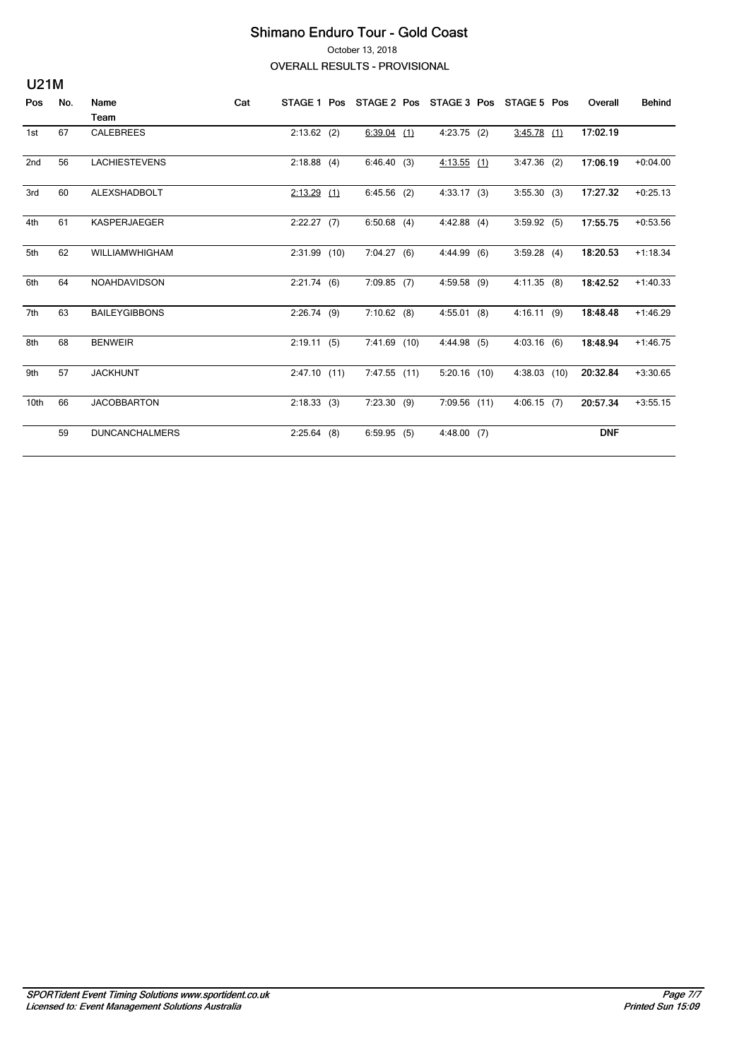# Shimano Enduro Tour - Gold Coast

October 13, 2018

OVERALL RESULTS - PROVISIONAL

## U21M

| Pos | No. | Name<br>Team | Cat | STAGE 1 | Pos | STAGE 2 | Pos | STAGE 3 | Pos | STAGE 5 | Pos | Overall | Behind |
|---|---|---|---|---|---|---|---|---|---|---|---|---|---|
| 1st | 67 | CALEBREES | | 2:13.62 | (2) | 6:39.04 | (1) | 4:23.75 | (2) | 3:45.78 | (1) | **17:02.19** | |
| 2nd | 56 | LACHIESTEVENS | | 2:18.88 | (4) | 6:46.40 | (3) | 4:13.55 | (1) | 3:47.36 | (2) | **17:06.19** | +0:04.00 |
| 3rd | 60 | ALEXSHADBOLT | | 2:13.29 | (1) | 6:45.56 | (2) | 4:33.17 | (3) | 3:55.30 | (3) | **17:27.32** | +0:25.13 |
| 4th | 61 | KASPERJAEGER | | 2:22.27 | (7) | 6:50.68 | (4) | 4:42.88 | (4) | 3:59.92 | (5) | **17:55.75** | +0:53.56 |
| 5th | 62 | WILLIAMWHIGHAM | | 2:31.99 | (10) | 7:04.27 | (6) | 4:44.99 | (6) | 3:59.28 | (4) | **18:20.53** | +1:18.34 |
| 6th | 64 | NOAHDAVIDSON | | 2:21.74 | (6) | 7:09.85 | (7) | 4:59.58 | (9) | 4:11.35 | (8) | **18:42.52** | +1:40.33 |
| 7th | 63 | BAILEYGIBBONS | | 2:26.74 | (9) | 7:10.62 | (8) | 4:55.01 | (8) | 4:16.11 | (9) | **18:48.48** | +1:46.29 |
| 8th | 68 | BENWEIR | | 2:19.11 | (5) | 7:41.69 | (10) | 4:44.98 | (5) | 4:03.16 | (6) | **18:48.94** | +1:46.75 |
| 9th | 57 | JACKHUNT | | 2:47.10 | (11) | 7:47.55 | (11) | 5:20.16 | (10) | 4:38.03 | (10) | **20:32.84** | +3:30.65 |
| 10th | 66 | JACOBBARTON | | 2:18.33 | (3) | 7:23.30 | (9) | 7:09.56 | (11) | 4:06.15 | (7) | **20:57.34** | +3:55.15 |
| | 59 | DUNCANCHALMERS | | 2:25.64 | (8) | 6:59.95 | (5) | 4:48.00 | (7) | | | **DNF** | |

***SPORTident Event Timing Solutions www.sportident.co.uk***
***Licensed to: Event Management Solutions Australia***

***Printed Sun 15:09***